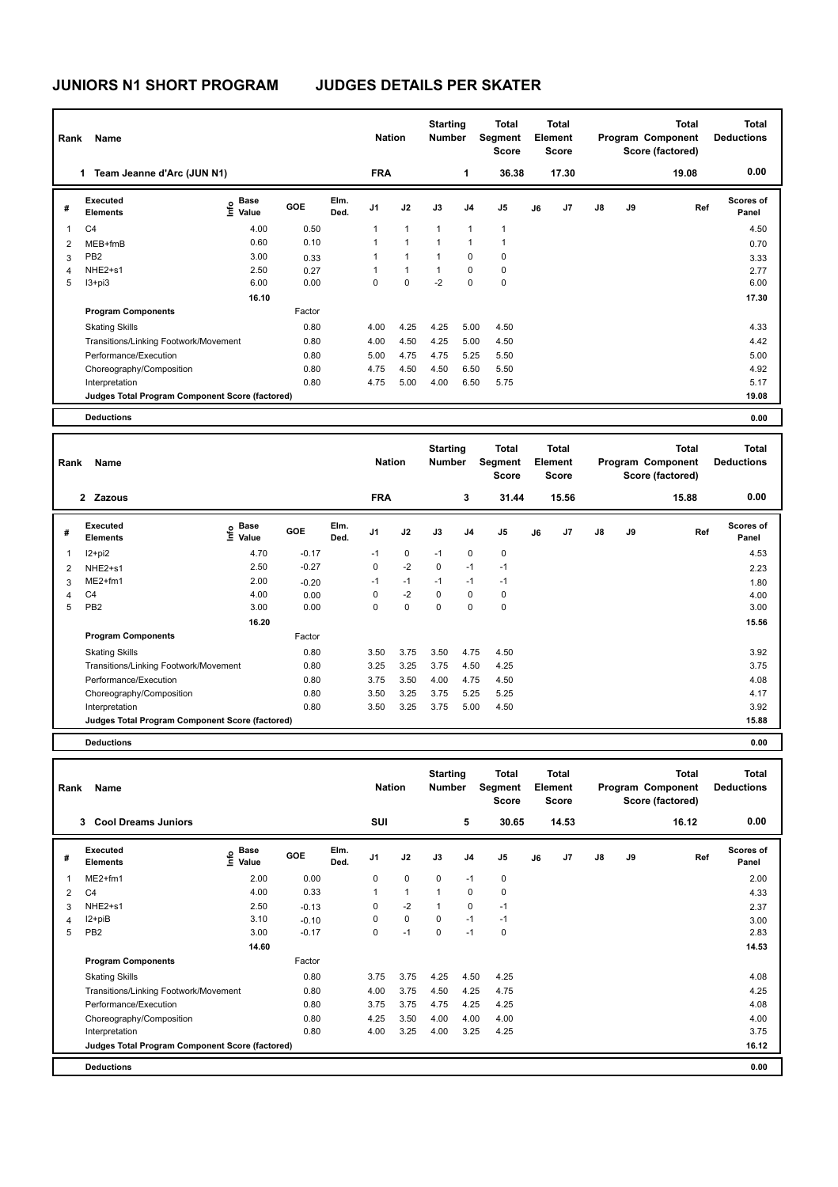# JUNIORS N1 SHORT PROGRAM JUDGES DETAILS PER SKATER

| Rank | Name | Nation | Starting Number | Total Segment Score | Total Element Score | Total Program Component Score (factored) | Total Deductions |
|---|---|---|---|---|---|---|---|
| 1 | Team Jeanne d'Arc (JUN N1) | FRA | 1 | 36.38 | 17.30 | 19.08 | 0.00 |

| # | Executed Elements | Info | Base Value | GOE | Elm. Ded. | J1 | J2 | J3 | J4 | J5 | J6 | J7 | J8 | J9 | Ref | Scores of Panel |
|---|---|---|---|---|---|---|---|---|---|---|---|---|---|---|---|---|
| 1 | C4 | | 4.00 | 0.50 | | 1 | 1 | 1 | 1 | 1 | | | | | | 4.50 |
| 2 | MEB+fmB | | 0.60 | 0.10 | | 1 | 1 | 1 | 1 | 1 | | | | | | 0.70 |
| 3 | PB2 | | 3.00 | 0.33 | | 1 | 1 | 1 | 0 | 0 | | | | | | 3.33 |
| 4 | NHE2+s1 | | 2.50 | 0.27 | | 1 | 1 | 1 | 0 | 0 | | | | | | 2.77 |
| 5 | I3+pi3 | | 6.00 | 0.00 | | 0 | 0 | -2 | 0 | 0 | | | | | | 6.00 |
| | | | 16.10 | | | | | | | | | | | | | 17.30 |

| Program Components | Factor | J1 | J2 | J3 | J4 | J5 | J6 | J7 | J8 | J9 | Scores of Panel |
|---|---|---|---|---|---|---|---|---|---|---|---|
| Skating Skills | 0.80 | 4.00 | 4.25 | 4.25 | 5.00 | 4.50 | | | | | 4.33 |
| Transitions/Linking Footwork/Movement | 0.80 | 4.00 | 4.50 | 4.25 | 5.00 | 4.50 | | | | | 4.42 |
| Performance/Execution | 0.80 | 5.00 | 4.75 | 4.75 | 5.25 | 5.50 | | | | | 5.00 |
| Choreography/Composition | 0.80 | 4.75 | 4.50 | 4.50 | 6.50 | 5.50 | | | | | 4.92 |
| Interpretation | 0.80 | 4.75 | 5.00 | 4.00 | 6.50 | 5.75 | | | | | 5.17 |
| Judges Total Program Component Score (factored) | | | | | | | | | | | 19.08 |

**Deductions** 0.00

| Rank | Name | Nation | Starting Number | Total Segment Score | Total Element Score | Total Program Component Score (factored) | Total Deductions |
|---|---|---|---|---|---|---|---|
| 2 | Zazous | FRA | 3 | 31.44 | 15.56 | 15.88 | 0.00 |

| # | Executed Elements | Info | Base Value | GOE | Elm. Ded. | J1 | J2 | J3 | J4 | J5 | J6 | J7 | J8 | J9 | Ref | Scores of Panel |
|---|---|---|---|---|---|---|---|---|---|---|---|---|---|---|---|---|
| 1 | I2+pi2 | | 4.70 | -0.17 | | -1 | 0 | -1 | 0 | 0 | | | | | | 4.53 |
| 2 | NHE2+s1 | | 2.50 | -0.27 | | 0 | -2 | 0 | -1 | -1 | | | | | | 2.23 |
| 3 | ME2+fm1 | | 2.00 | -0.20 | | -1 | -1 | -1 | -1 | -1 | | | | | | 1.80 |
| 4 | C4 | | 4.00 | 0.00 | | 0 | -2 | 0 | 0 | 0 | | | | | | 4.00 |
| 5 | PB2 | | 3.00 | 0.00 | | 0 | 0 | 0 | 0 | 0 | | | | | | 3.00 |
| | | | 16.20 | | | | | | | | | | | | | 15.56 |

| Program Components | Factor | J1 | J2 | J3 | J4 | J5 | J6 | J7 | J8 | J9 | Scores of Panel |
|---|---|---|---|---|---|---|---|---|---|---|---|
| Skating Skills | 0.80 | 3.50 | 3.75 | 3.50 | 4.75 | 4.50 | | | | | 3.92 |
| Transitions/Linking Footwork/Movement | 0.80 | 3.25 | 3.25 | 3.75 | 4.50 | 4.25 | | | | | 3.75 |
| Performance/Execution | 0.80 | 3.75 | 3.50 | 4.00 | 4.75 | 4.50 | | | | | 4.08 |
| Choreography/Composition | 0.80 | 3.50 | 3.25 | 3.75 | 5.25 | 5.25 | | | | | 4.17 |
| Interpretation | 0.80 | 3.50 | 3.25 | 3.75 | 5.00 | 4.50 | | | | | 3.92 |
| Judges Total Program Component Score (factored) | | | | | | | | | | | 15.88 |

**Deductions** 0.00

| Rank | Name | Nation | Starting Number | Total Segment Score | Total Element Score | Total Program Component Score (factored) | Total Deductions |
|---|---|---|---|---|---|---|---|
| 3 | Cool Dreams Juniors | SUI | 5 | 30.65 | 14.53 | 16.12 | 0.00 |

| # | Executed Elements | Info | Base Value | GOE | Elm. Ded. | J1 | J2 | J3 | J4 | J5 | J6 | J7 | J8 | J9 | Ref | Scores of Panel |
|---|---|---|---|---|---|---|---|---|---|---|---|---|---|---|---|---|
| 1 | ME2+fm1 | | 2.00 | 0.00 | | 0 | 0 | 0 | -1 | 0 | | | | | | 2.00 |
| 2 | C4 | | 4.00 | 0.33 | | 1 | 1 | 1 | 0 | 0 | | | | | | 4.33 |
| 3 | NHE2+s1 | | 2.50 | -0.13 | | 0 | -2 | 1 | 0 | -1 | | | | | | 2.37 |
| 4 | I2+piB | | 3.10 | -0.10 | | 0 | 0 | 0 | -1 | -1 | | | | | | 3.00 |
| 5 | PB2 | | 3.00 | -0.17 | | 0 | -1 | 0 | -1 | 0 | | | | | | 2.83 |
| | | | 14.60 | | | | | | | | | | | | | 14.53 |

| Program Components | Factor | J1 | J2 | J3 | J4 | J5 | J6 | J7 | J8 | J9 | Scores of Panel |
|---|---|---|---|---|---|---|---|---|---|---|---|
| Skating Skills | 0.80 | 3.75 | 3.75 | 4.25 | 4.50 | 4.25 | | | | | 4.08 |
| Transitions/Linking Footwork/Movement | 0.80 | 4.00 | 3.75 | 4.50 | 4.25 | 4.75 | | | | | 4.25 |
| Performance/Execution | 0.80 | 3.75 | 3.75 | 4.75 | 4.25 | 4.25 | | | | | 4.08 |
| Choreography/Composition | 0.80 | 4.25 | 3.50 | 4.00 | 4.00 | 4.00 | | | | | 4.00 |
| Interpretation | 0.80 | 4.00 | 3.25 | 4.00 | 3.25 | 4.25 | | | | | 3.75 |
| Judges Total Program Component Score (factored) | | | | | | | | | | | 16.12 |

**Deductions** 0.00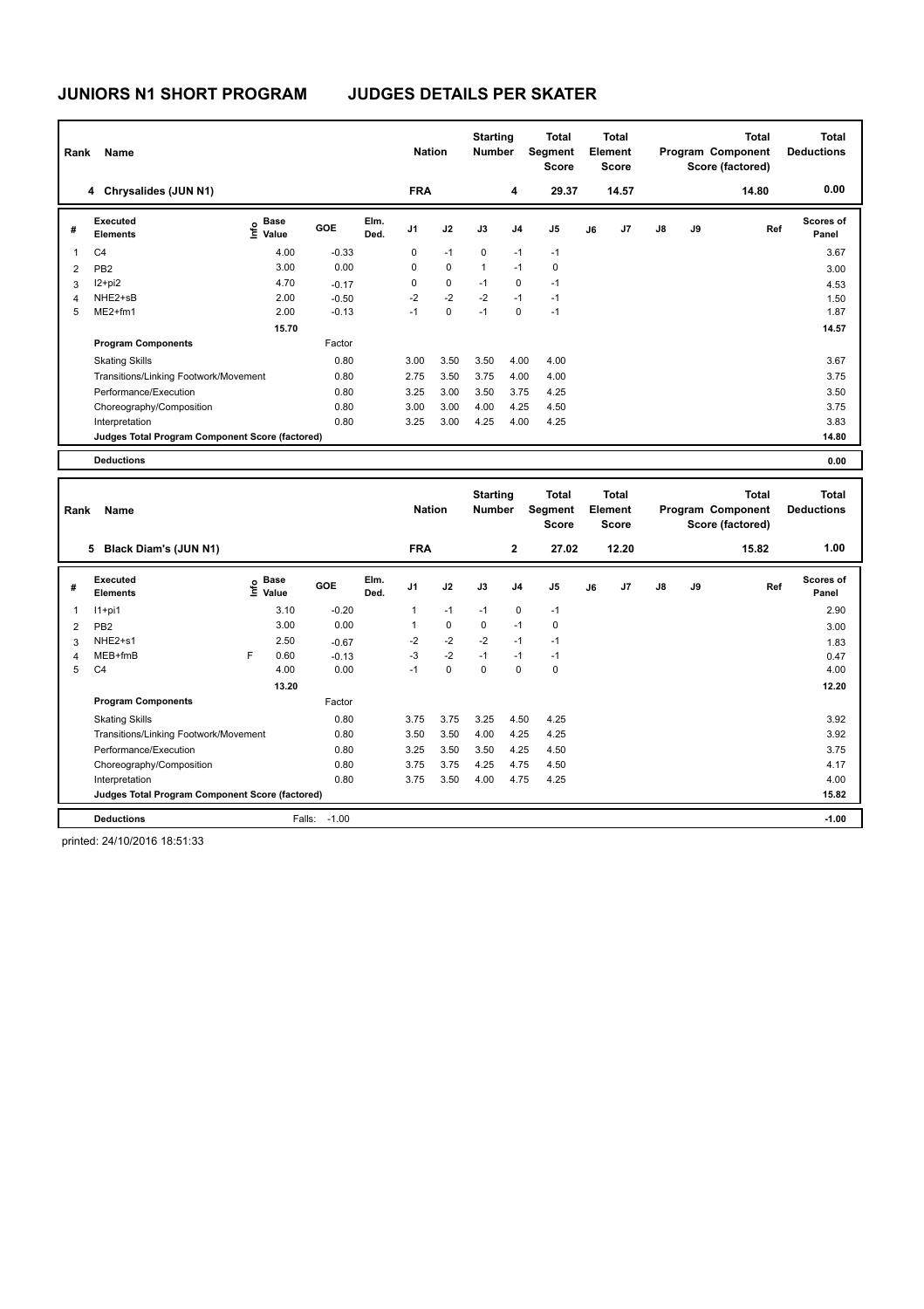# JUNIORS N1 SHORT PROGRAM JUDGES DETAILS PER SKATER

| Rank | Name | Nation | Starting Number | Total Segment Score | Total Element Score | Total Program Component Score (factored) | Total Deductions |
|---|---|---|---|---|---|---|---|
| 4 | Chrysalides (JUN N1) | FRA | 4 | 29.37 | 14.57 | 14.80 | 0.00 |

| # | Executed Elements | Info | Base Value | GOE | Elm. Ded. | J1 | J2 | J3 | J4 | J5 | J6 | J7 | J8 | J9 | Ref | Scores of Panel |
|---|---|---|---|---|---|---|---|---|---|---|---|---|---|---|---|---|
| 1 | C4 | | 4.00 | -0.33 | | 0 | -1 | 0 | -1 | -1 | | | | | | 3.67 |
| 2 | PB2 | | 3.00 | 0.00 | | 0 | 0 | 1 | -1 | 0 | | | | | | 3.00 |
| 3 | I2+pi2 | | 4.70 | -0.17 | | 0 | 0 | -1 | 0 | -1 | | | | | | 4.53 |
| 4 | NHE2+sB | | 2.00 | -0.50 | | -2 | -2 | -2 | -1 | -1 | | | | | | 1.50 |
| 5 | ME2+fm1 | | 2.00 | -0.13 | | -1 | 0 | -1 | 0 | -1 | | | | | | 1.87 |
| | | | 15.70 | | | | | | | | | | | | | 14.57 |
| | **Program Components** | | | Factor | | | | | | | | | | | | |
| | Skating Skills | | | 0.80 | | 3.00 | 3.50 | 3.50 | 4.00 | 4.00 | | | | | | 3.67 |
| | Transitions/Linking Footwork/Movement | | | 0.80 | | 2.75 | 3.50 | 3.75 | 4.00 | 4.00 | | | | | | 3.75 |
| | Performance/Execution | | | 0.80 | | 3.25 | 3.00 | 3.50 | 3.75 | 4.25 | | | | | | 3.50 |
| | Choreography/Composition | | | 0.80 | | 3.00 | 3.00 | 4.00 | 4.25 | 4.50 | | | | | | 3.75 |
| | Interpretation | | | 0.80 | | 3.25 | 3.00 | 4.25 | 4.00 | 4.25 | | | | | | 3.83 |
| | **Judges Total Program Component Score (factored)** | | | | | | | | | | | | | | | 14.80 |
| | **Deductions** | | | | | | | | | | | | | | | 0.00 |

| Rank | Name | Nation | Starting Number | Total Segment Score | Total Element Score | Total Program Component Score (factored) | Total Deductions |
|---|---|---|---|---|---|---|---|
| 5 | Black Diam's (JUN N1) | FRA | 2 | 27.02 | 12.20 | 15.82 | 1.00 |

| # | Executed Elements | Info | Base Value | GOE | Elm. Ded. | J1 | J2 | J3 | J4 | J5 | J6 | J7 | J8 | J9 | Ref | Scores of Panel |
|---|---|---|---|---|---|---|---|---|---|---|---|---|---|---|---|---|
| 1 | I1+pi1 | | 3.10 | -0.20 | | 1 | -1 | -1 | 0 | -1 | | | | | | 2.90 |
| 2 | PB2 | | 3.00 | 0.00 | | 1 | 0 | 0 | -1 | 0 | | | | | | 3.00 |
| 3 | NHE2+s1 | | 2.50 | -0.67 | | -2 | -2 | -2 | -1 | -1 | | | | | | 1.83 |
| 4 | MEB+fmB | F | 0.60 | -0.13 | | -3 | -2 | -1 | -1 | -1 | | | | | | 0.47 |
| 5 | C4 | | 4.00 | 0.00 | | -1 | 0 | 0 | 0 | 0 | | | | | | 4.00 |
| | | | 13.20 | | | | | | | | | | | | | 12.20 |
| | **Program Components** | | | Factor | | | | | | | | | | | | |
| | Skating Skills | | | 0.80 | | 3.75 | 3.75 | 3.25 | 4.50 | 4.25 | | | | | | 3.92 |
| | Transitions/Linking Footwork/Movement | | | 0.80 | | 3.50 | 3.50 | 4.00 | 4.25 | 4.25 | | | | | | 3.92 |
| | Performance/Execution | | | 0.80 | | 3.25 | 3.50 | 3.50 | 4.25 | 4.50 | | | | | | 3.75 |
| | Choreography/Composition | | | 0.80 | | 3.75 | 3.75 | 4.25 | 4.75 | 4.50 | | | | | | 4.17 |
| | Interpretation | | | 0.80 | | 3.75 | 3.50 | 4.00 | 4.75 | 4.25 | | | | | | 4.00 |
| | **Judges Total Program Component Score (factored)** | | | | | | | | | | | | | | | 15.82 |
| | **Deductions** | | Falls: | -1.00 | | | | | | | | | | | | -1.00 |

printed: 24/10/2016 18:51:33